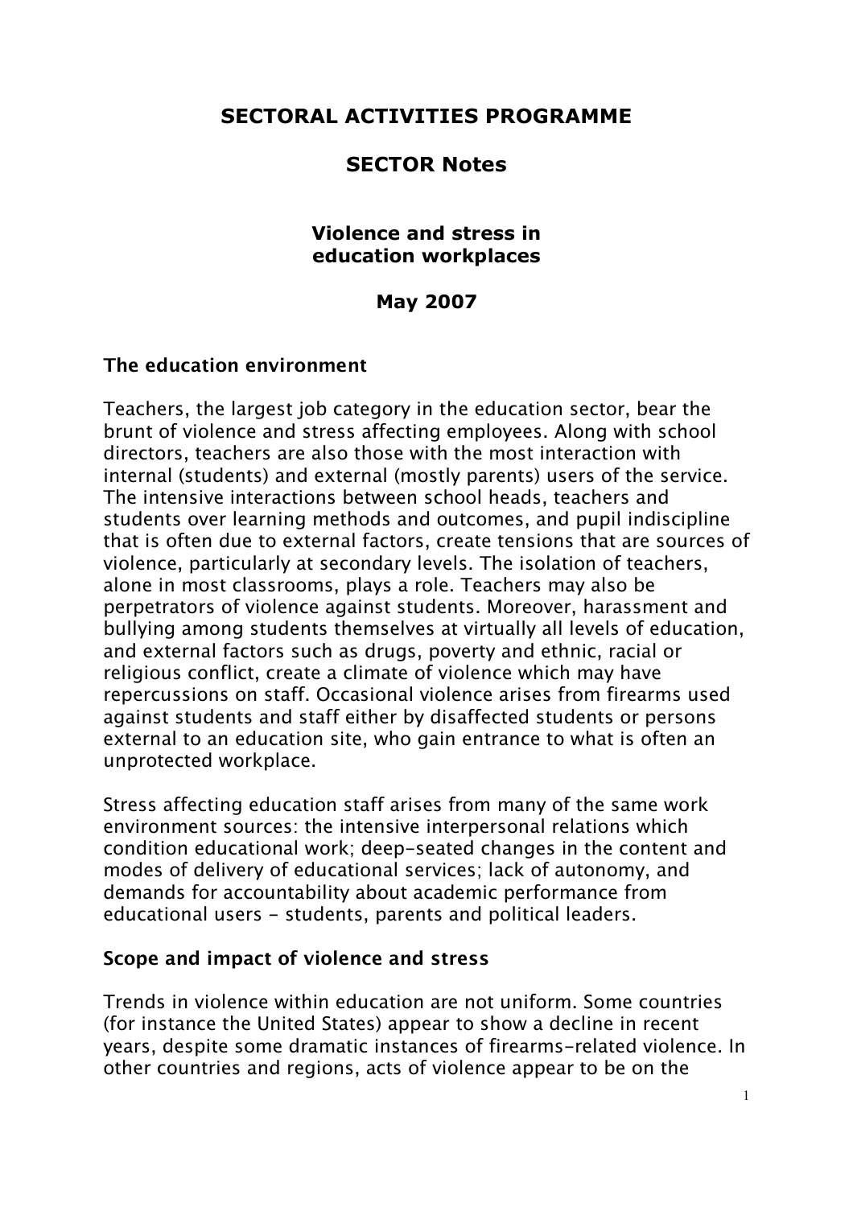# SECTORAL ACTIVITIES PROGRAMME

## SECTOR Notes

### Violence and stress in education workplaces

**May 2007**

### The education environment

Teachers, the largest job category in the education sector, bear the brunt of violence and stress affecting employees. Along with school directors, teachers are also those with the most interaction with internal (students) and external (mostly parents) users of the service. The intensive interactions between school heads, teachers and students over learning methods and outcomes, and pupil indiscipline that is often due to external factors, create tensions that are sources of violence, particularly at secondary levels. The isolation of teachers, alone in most classrooms, plays a role. Teachers may also be perpetrators of violence against students. Moreover, harassment and bullying among students themselves at virtually all levels of education, and external factors such as drugs, poverty and ethnic, racial or religious conflict, create a climate of violence which may have repercussions on staff. Occasional violence arises from firearms used against students and staff either by disaffected students or persons external to an education site, who gain entrance to what is often an unprotected workplace.

Stress affecting education staff arises from many of the same work environment sources: the intensive interpersonal relations which condition educational work; deep-seated changes in the content and modes of delivery of educational services; lack of autonomy, and demands for accountability about academic performance from educational users - students, parents and political leaders.

### Scope and impact of violence and stress

Trends in violence within education are not uniform. Some countries (for instance the United States) appear to show a decline in recent years, despite some dramatic instances of firearms-related violence. In other countries and regions, acts of violence appear to be on the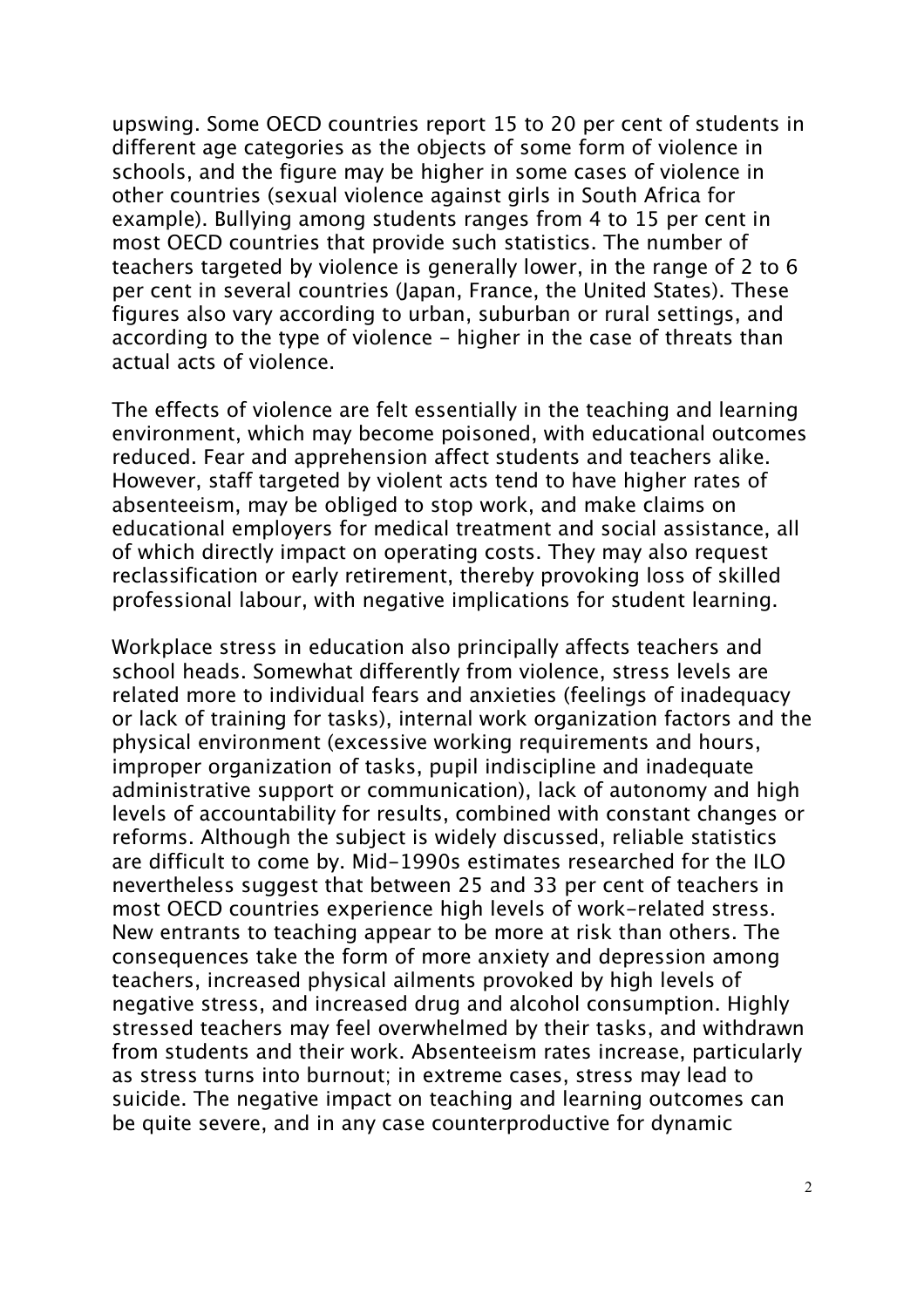upswing. Some OECD countries report 15 to 20 per cent of students in different age categories as the objects of some form of violence in schools, and the figure may be higher in some cases of violence in other countries (sexual violence against girls in South Africa for example). Bullying among students ranges from 4 to 15 per cent in most OECD countries that provide such statistics. The number of teachers targeted by violence is generally lower, in the range of 2 to 6 per cent in several countries (Japan, France, the United States). These figures also vary according to urban, suburban or rural settings, and according to the type of violence - higher in the case of threats than actual acts of violence.

The effects of violence are felt essentially in the teaching and learning environment, which may become poisoned, with educational outcomes reduced. Fear and apprehension affect students and teachers alike. However, staff targeted by violent acts tend to have higher rates of absenteeism, may be obliged to stop work, and make claims on educational employers for medical treatment and social assistance, all of which directly impact on operating costs. They may also request reclassification or early retirement, thereby provoking loss of skilled professional labour, with negative implications for student learning.

Workplace stress in education also principally affects teachers and school heads. Somewhat differently from violence, stress levels are related more to individual fears and anxieties (feelings of inadequacy or lack of training for tasks), internal work organization factors and the physical environment (excessive working requirements and hours, improper organization of tasks, pupil indiscipline and inadequate administrative support or communication), lack of autonomy and high levels of accountability for results, combined with constant changes or reforms. Although the subject is widely discussed, reliable statistics are difficult to come by. Mid-1990s estimates researched for the ILO nevertheless suggest that between 25 and 33 per cent of teachers in most OECD countries experience high levels of work-related stress. New entrants to teaching appear to be more at risk than others. The consequences take the form of more anxiety and depression among teachers, increased physical ailments provoked by high levels of negative stress, and increased drug and alcohol consumption. Highly stressed teachers may feel overwhelmed by their tasks, and withdrawn from students and their work. Absenteeism rates increase, particularly as stress turns into burnout; in extreme cases, stress may lead to suicide. The negative impact on teaching and learning outcomes can be quite severe, and in any case counterproductive for dynamic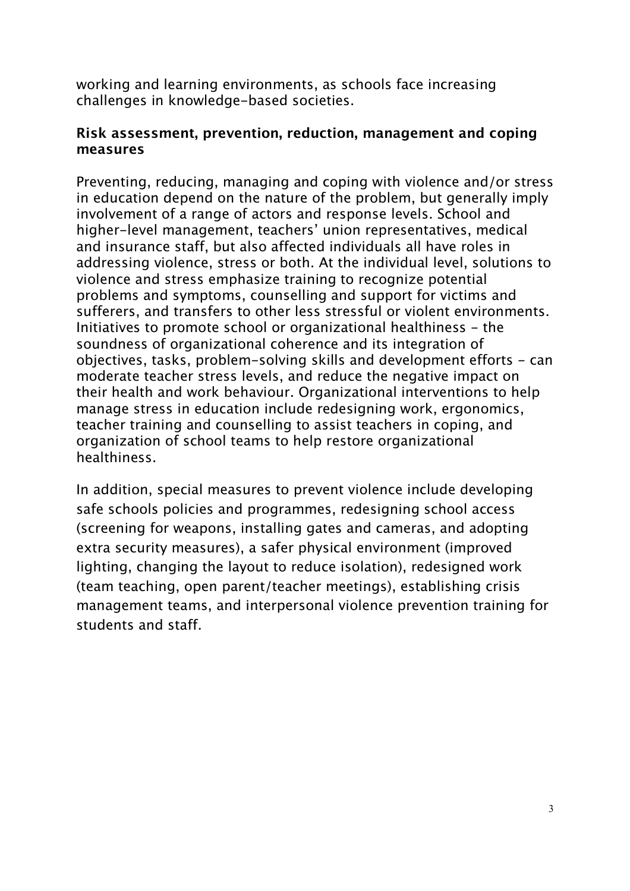working and learning environments, as schools face increasing challenges in knowledge-based societies.

## Risk assessment, prevention, reduction, management and coping measures

Preventing, reducing, managing and coping with violence and/or stress in education depend on the nature of the problem, but generally imply involvement of a range of actors and response levels. School and higher-level management, teachers' union representatives, medical and insurance staff, but also affected individuals all have roles in addressing violence, stress or both. At the individual level, solutions to violence and stress emphasize training to recognize potential problems and symptoms, counselling and support for victims and sufferers, and transfers to other less stressful or violent environments. Initiatives to promote school or organizational healthiness - the soundness of organizational coherence and its integration of objectives, tasks, problem-solving skills and development efforts - can moderate teacher stress levels, and reduce the negative impact on their health and work behaviour. Organizational interventions to help manage stress in education include redesigning work, ergonomics, teacher training and counselling to assist teachers in coping, and organization of school teams to help restore organizational healthiness.

In addition, special measures to prevent violence include developing safe schools policies and programmes, redesigning school access (screening for weapons, installing gates and cameras, and adopting extra security measures), a safer physical environment (improved lighting, changing the layout to reduce isolation), redesigned work (team teaching, open parent/teacher meetings), establishing crisis management teams, and interpersonal violence prevention training for students and staff.